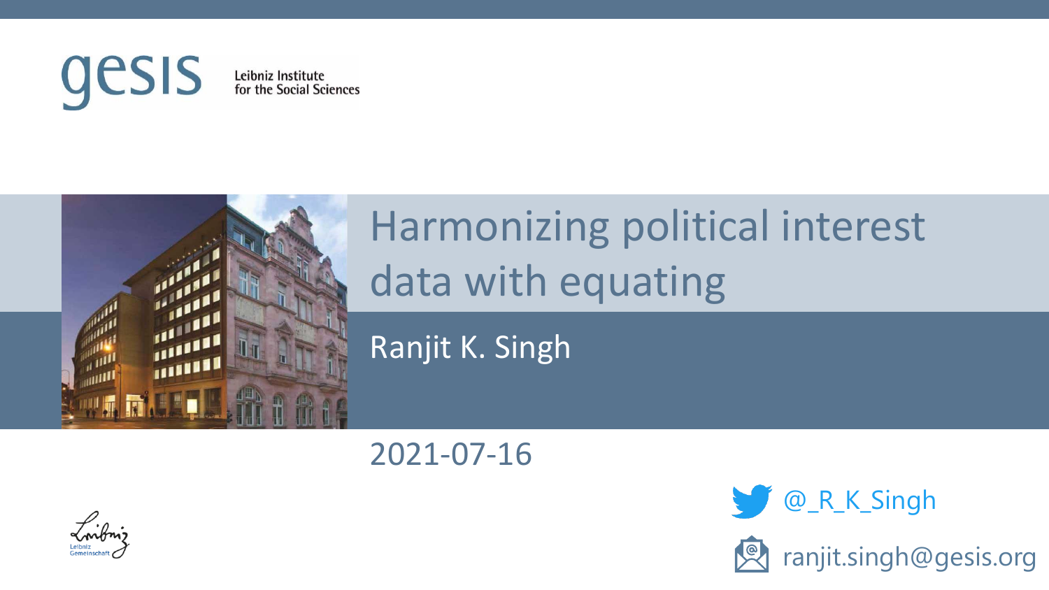gesis Leibniz Institute for the Social Sciences

# Harmonizing political interest data with equating

Ranjit K. Singh

2021-07-16

@_R_K_Singh

ranjit.singh@gesis.org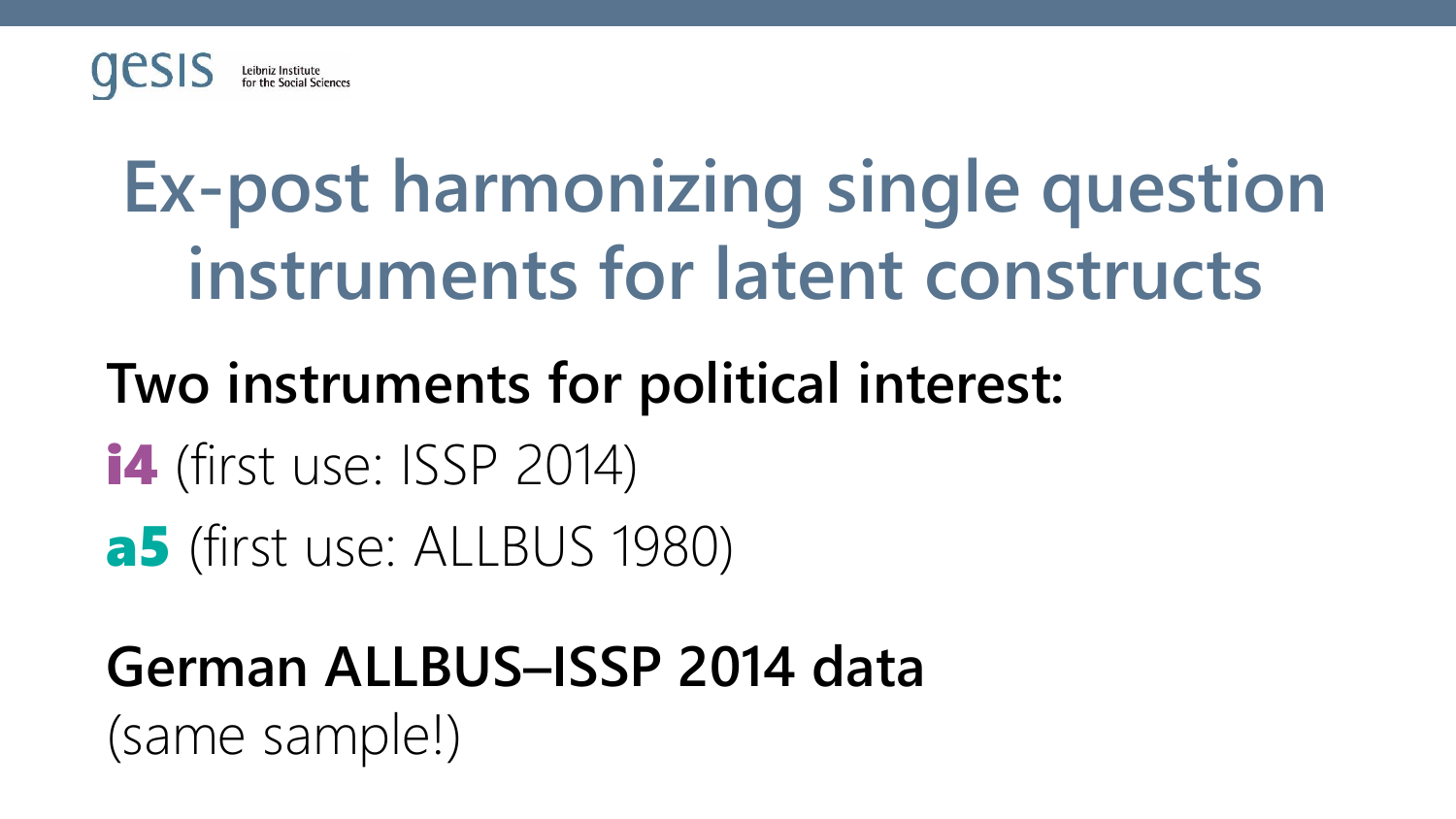# Ex-post harmonizing single question instruments for latent constructs

**Two instruments for political interest:**

**i4** (first use: ISSP 2014)

**a5** (first use: ALLBUS 1980)

**German ALLBUS–ISSP 2014 data**

(same sample!)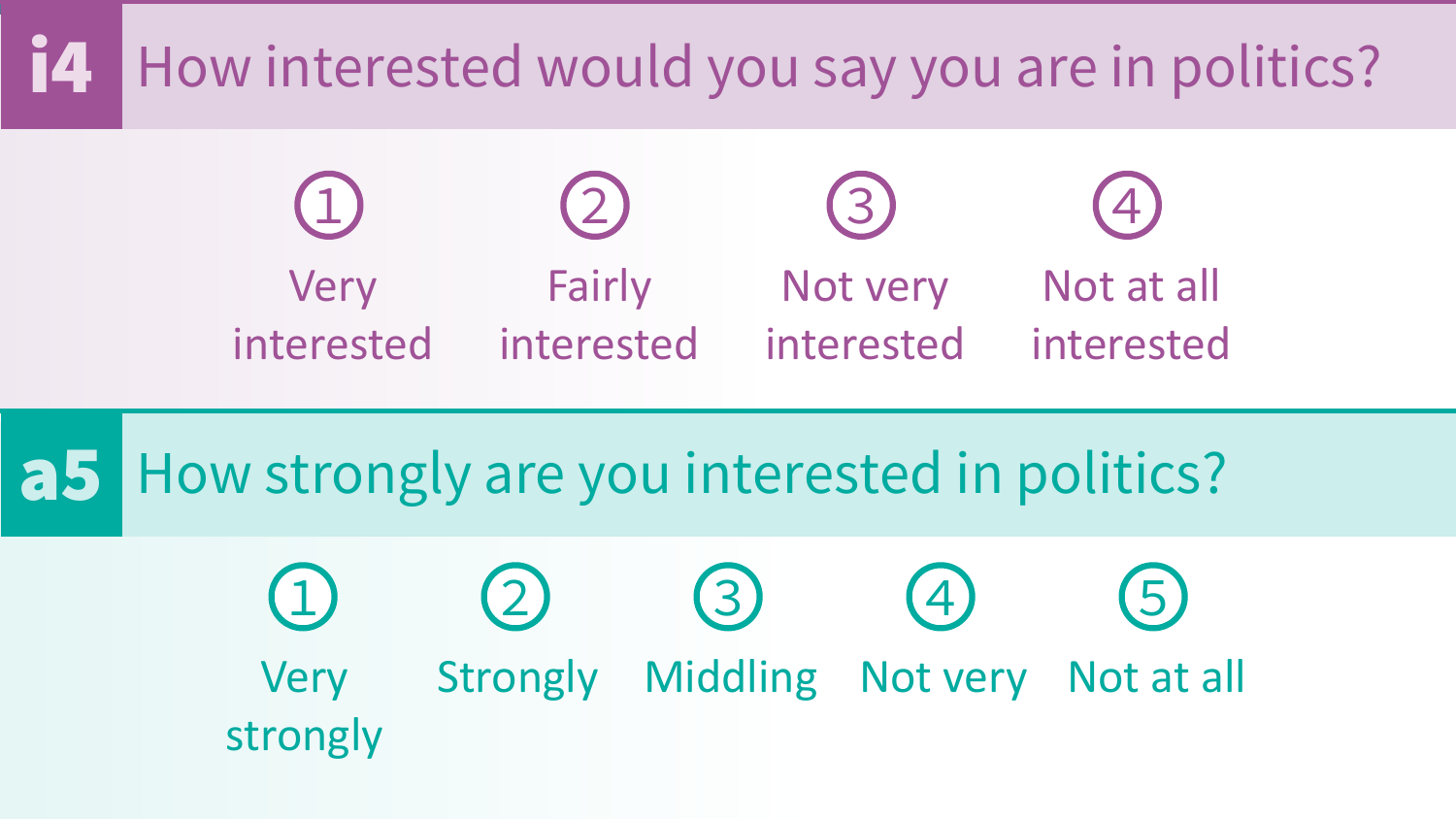## i4 How interested would you say you are in politics?

1. Very interested
2. Fairly interested
3. Not very interested
4. Not at all interested

## a5 How strongly are you interested in politics?

1. Very strongly
2. Strongly
3. Middling
4. Not very
5. Not at all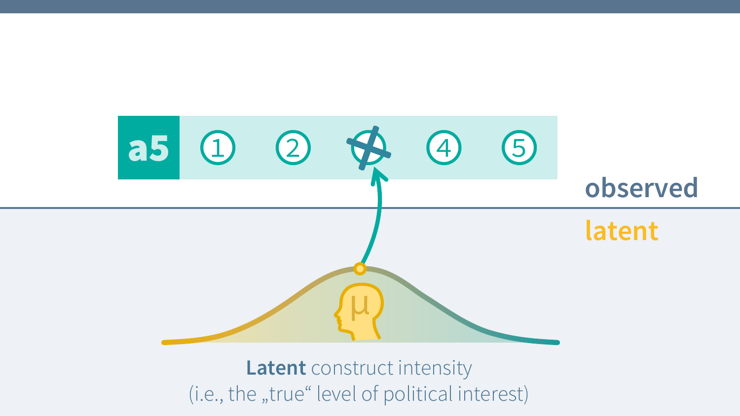a5 ① ② ③ ④ ⑤

observed

latent

μ

**Latent** construct intensity
(i.e., the „true“ level of political interest)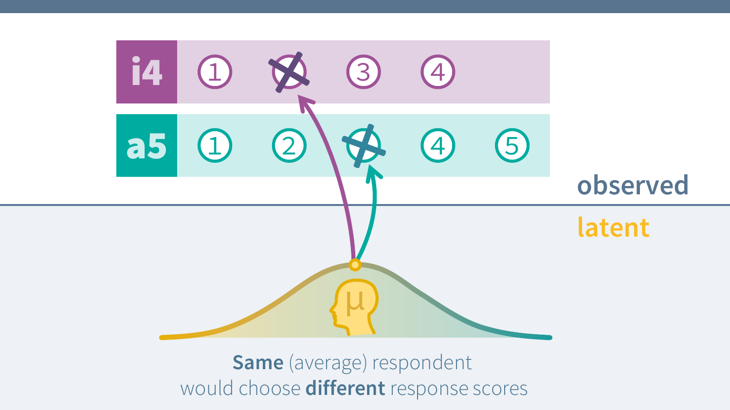i4 ① ② ③ ④

a5 ① ② ③ ④ ⑤

observed

latent

$\mu$

**Same** (average) respondent
would choose **different** response scores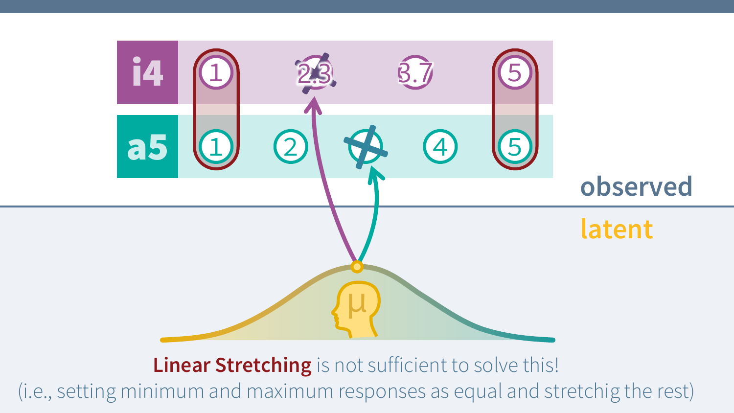i4

1 2.3 3.7 5

a5

1 2 3 4 5

observed

latent

μ

**Linear Stretching** is not sufficient to solve this!
(i.e., setting minimum and maximum responses as equal and stretchig the rest)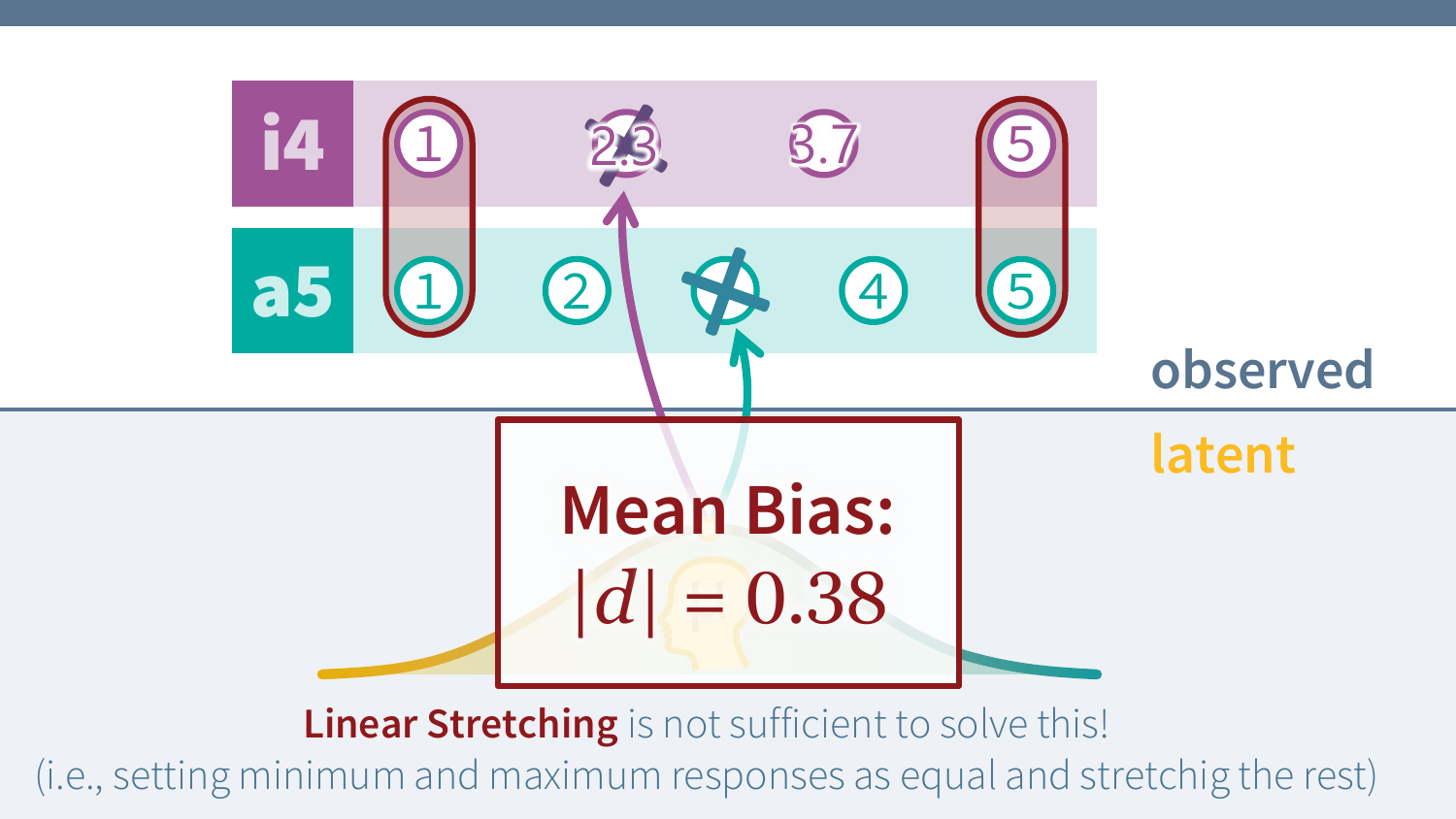i4

1 2.3 3.7 5

a5

1 2 3 4 5

observed

latent

**Mean Bias:**

$$|d| = 0.38$$

**Linear Stretching** is not sufficient to solve this!

(i.e., setting minimum and maximum responses as equal and stretchig the rest)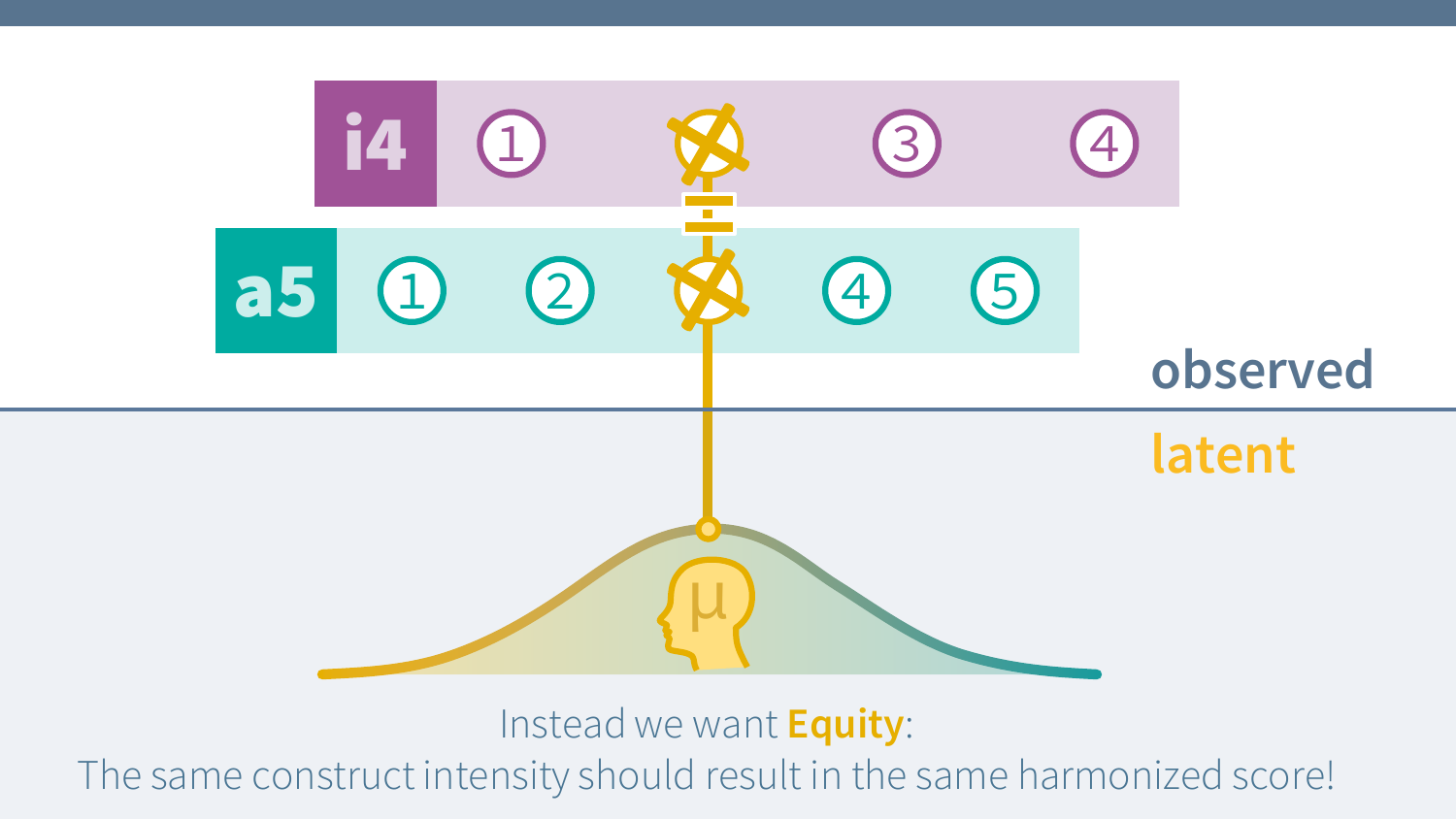i4 ① ③ ④

a5 ① ② ④ ⑤

observed

latent

μ

Instead we want **Equity**:
The same construct intensity should result in the same harmonized score!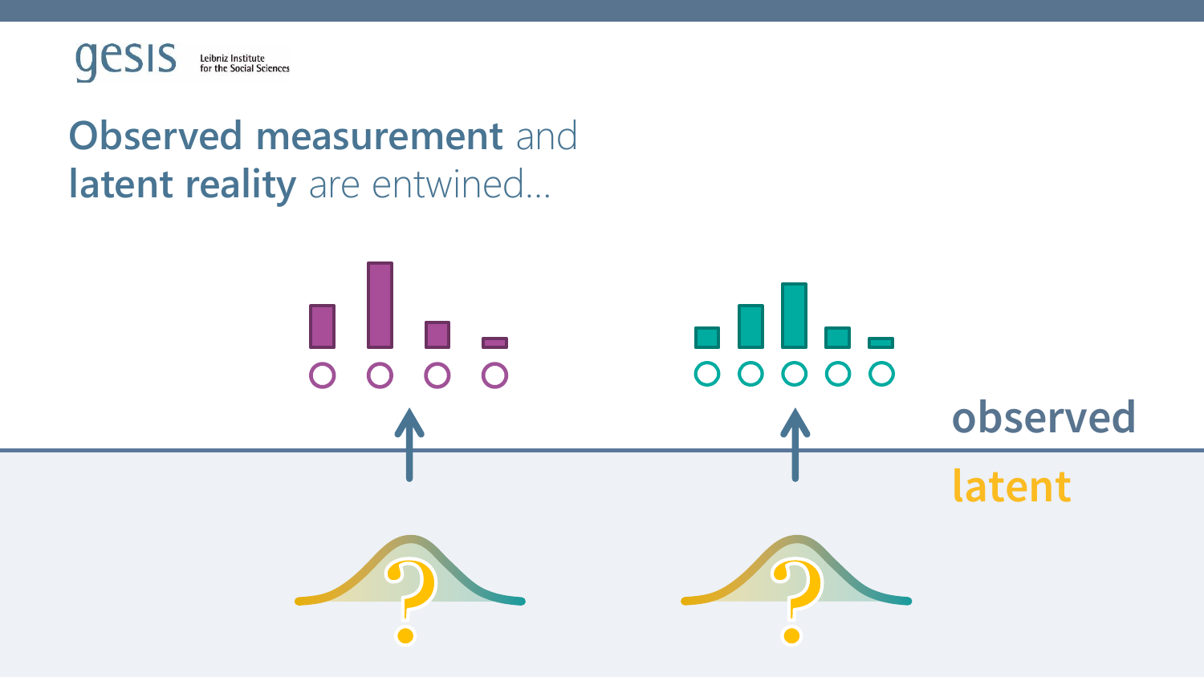# **Observed measurement** and **latent reality** are entwined…

**observed**

**latent**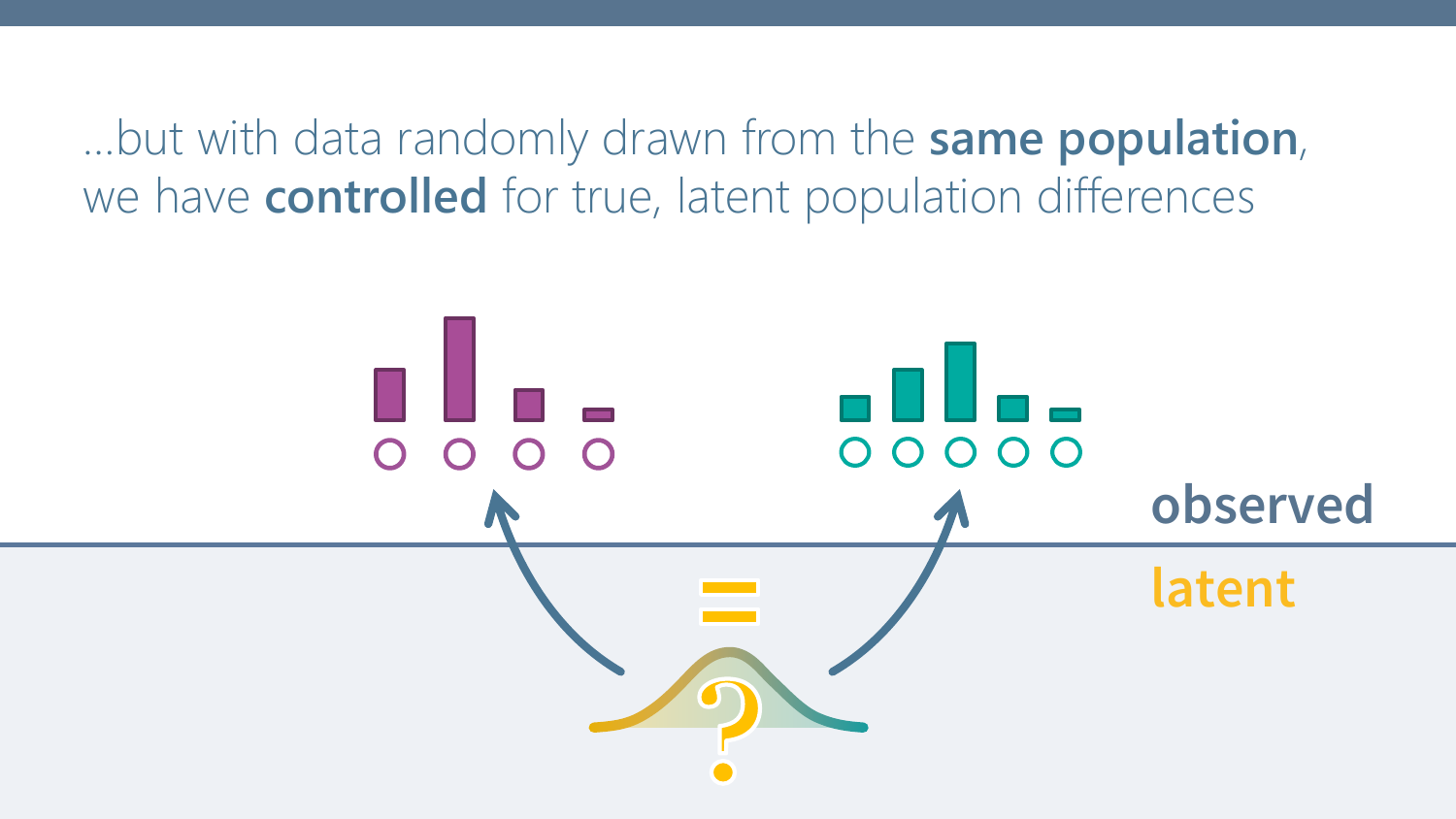…but with data randomly drawn from the **same population**, we have **controlled** for true, latent population differences

observed

latent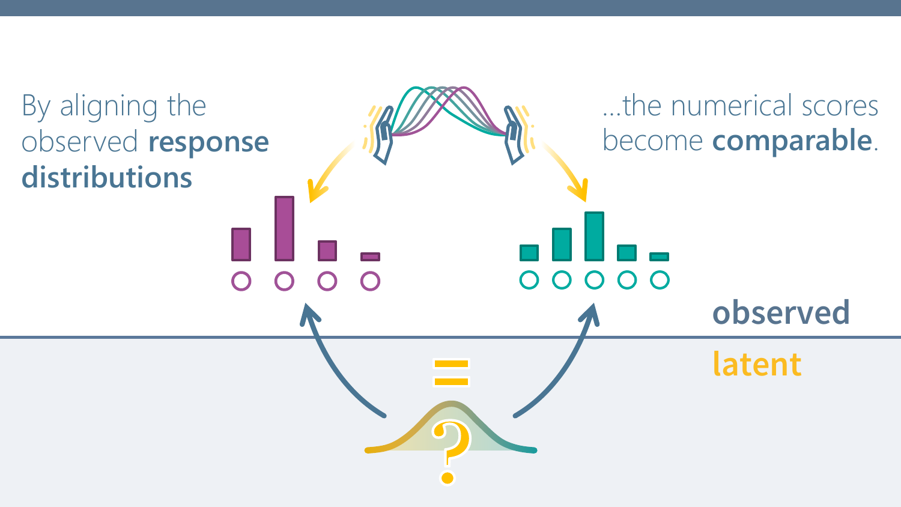By aligning the observed **response distributions**

...the numerical scores become **comparable**.

**observed**

**latent**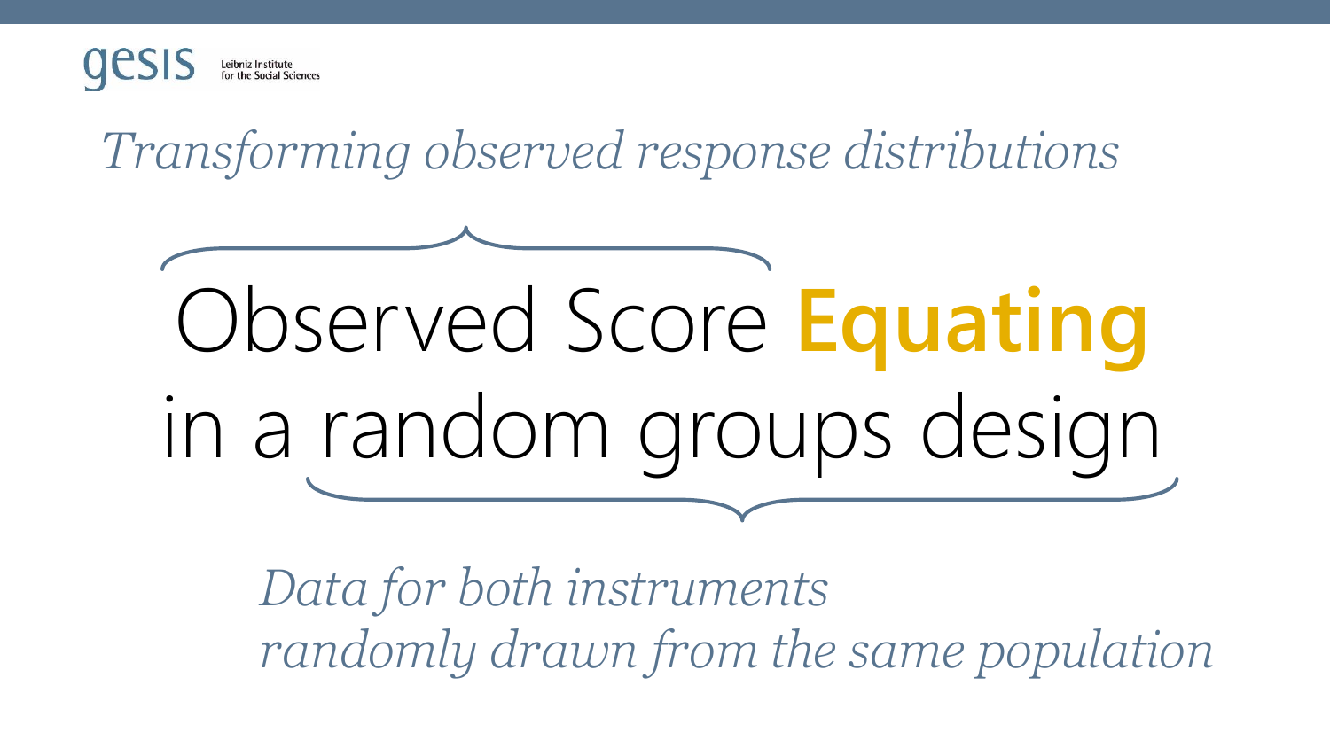*Transforming observed response distributions*

# Observed Score **Equating** in a random groups design

*Data for both instruments randomly drawn from the same population*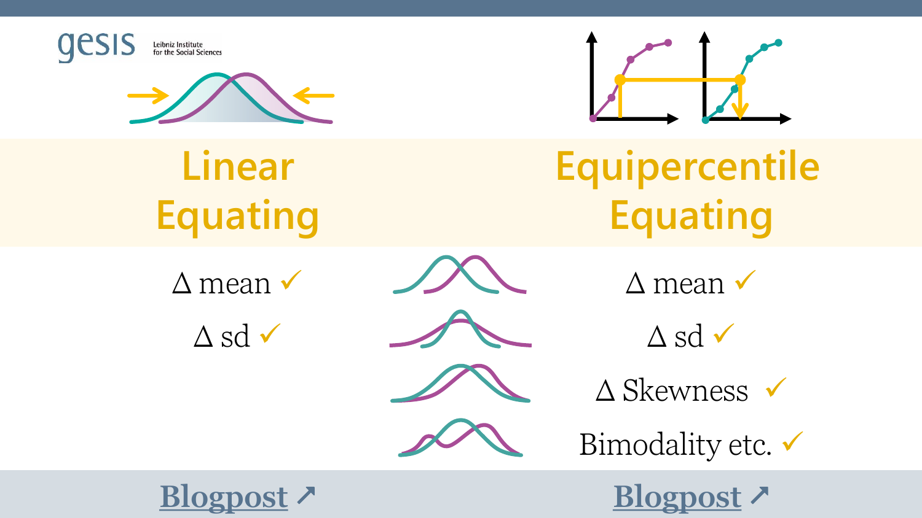## Linear Equating

- Δ mean ✓
- Δ sd ✓

[Blogpost ↗]

## Equipercentile Equating

- Δ mean ✓
- Δ sd ✓
- Δ Skewness ✓
- Bimodality etc. ✓

[Blogpost ↗]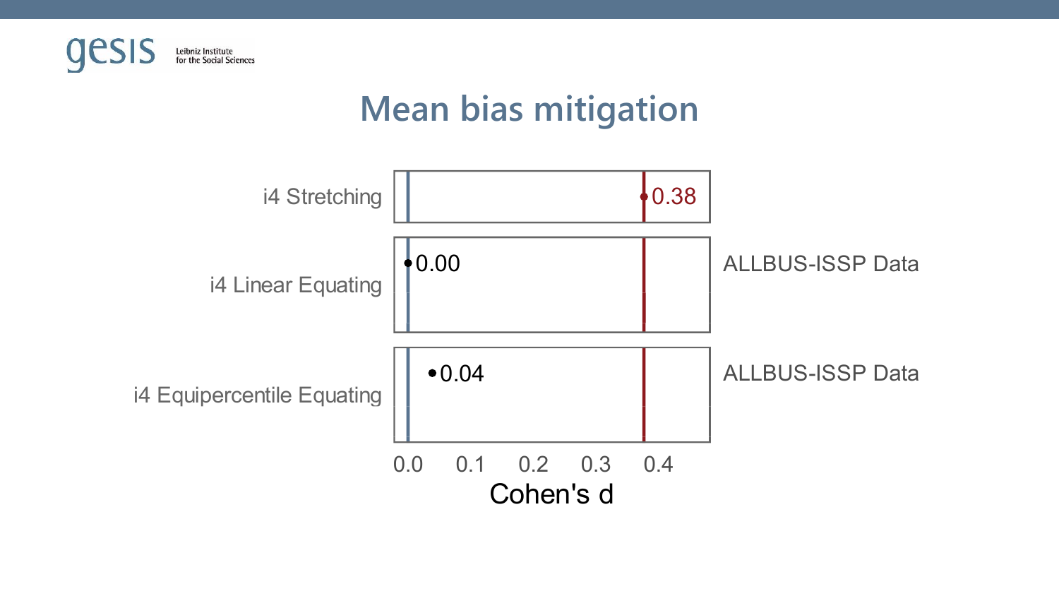# Mean bias mitigation

| | Cohen's d | |
|---|---|---|
| i4 Stretching | 0.38 | |
| i4 Linear Equating | 0.00 | ALLBUS-ISSP Data |
| i4 Equipercentile Equating | 0.04 | ALLBUS-ISSP Data |

Cohen's d (axis: 0.0, 0.1, 0.2, 0.3, 0.4)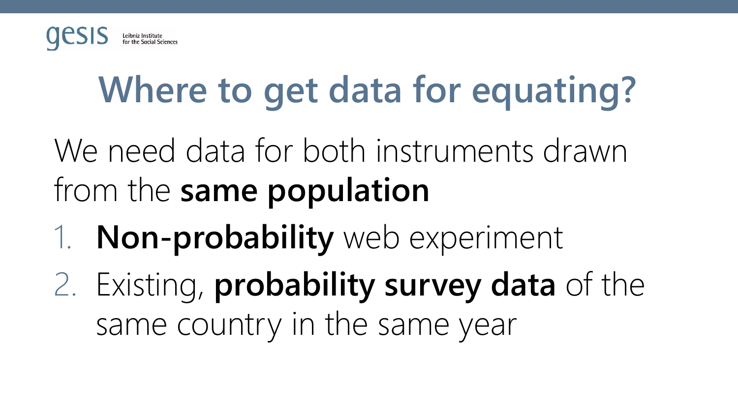# Where to get data for equating?

We need data for both instruments drawn from the **same population**

1. **Non-probability** web experiment
2. Existing, **probability survey data** of the same country in the same year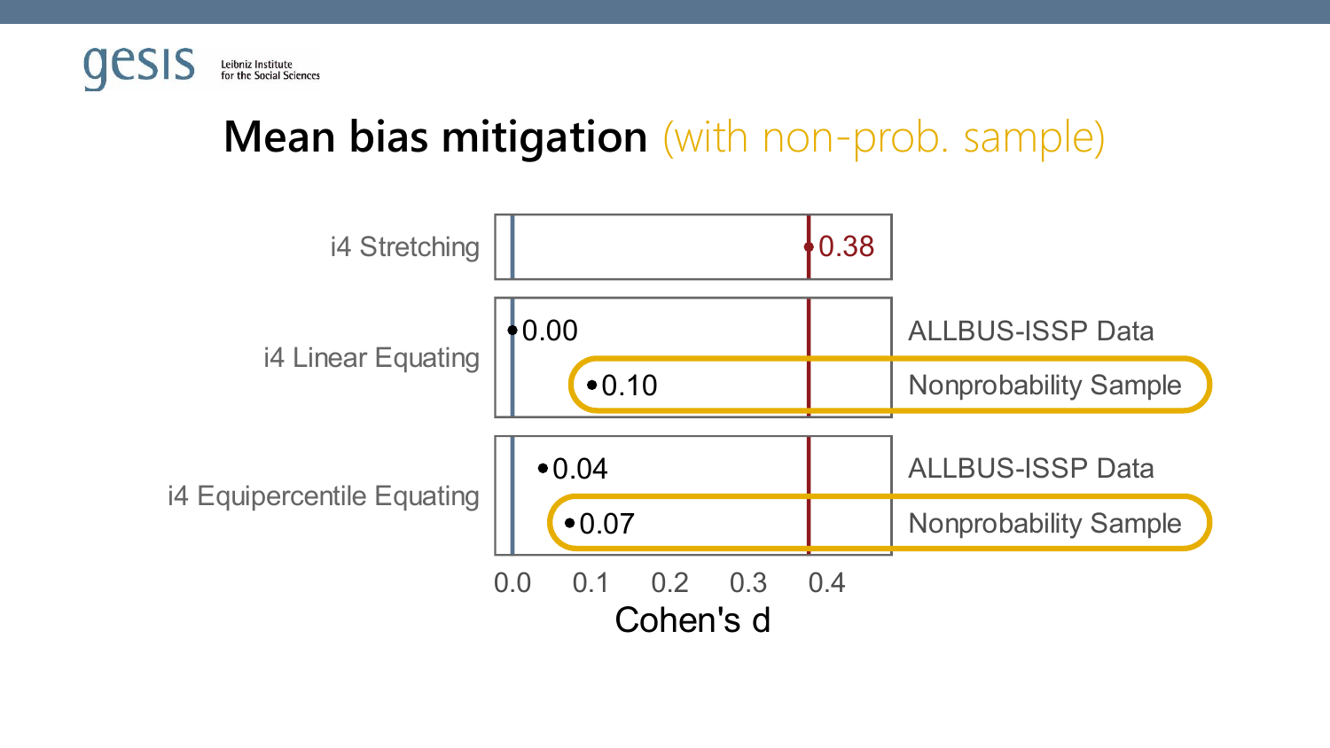# Mean bias mitigation (with non-prob. sample)

| | Cohen's d | Data |
|---|---|---|
| i4 Stretching | 0.38 | |
| i4 Linear Equating | 0.00 | ALLBUS-ISSP Data |
| i4 Linear Equating | 0.10 | Nonprobability Sample |
| i4 Equipercentile Equating | 0.04 | ALLBUS-ISSP Data |
| i4 Equipercentile Equating | 0.07 | Nonprobability Sample |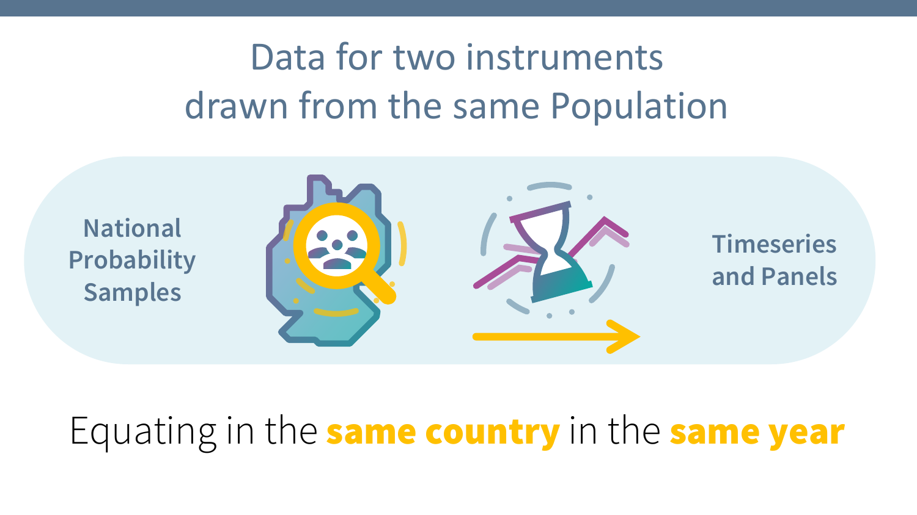# Data for two instruments drawn from the same Population

National Probability Samples

Timeseries and Panels

Equating in the **same country** in the **same year**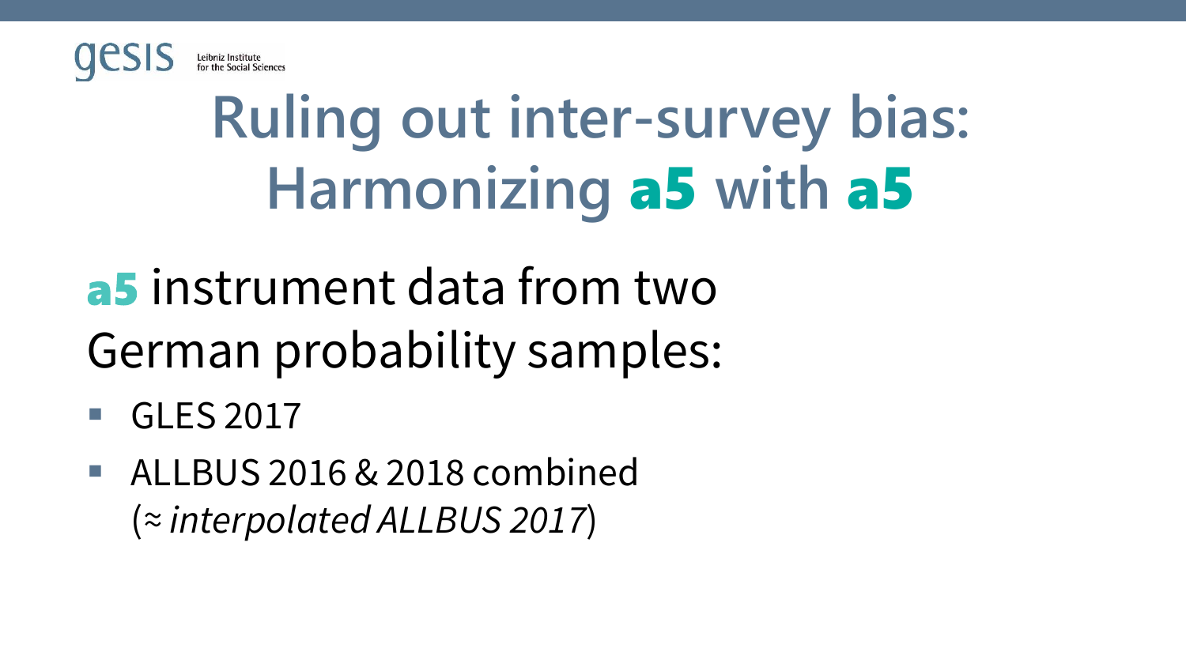# Ruling out inter-survey bias: Harmonizing **a5** with **a5**

**a5** instrument data from two German probability samples:

- GLES 2017
- ALLBUS 2016 & 2018 combined (≈ *interpolated ALLBUS 2017*)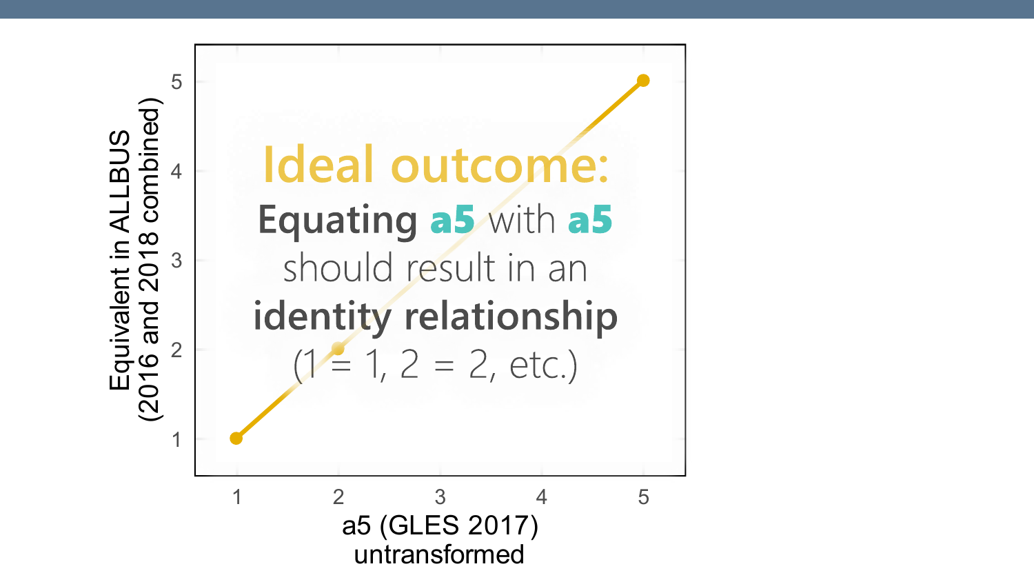**Ideal outcome:**

**Equating a5** with **a5** should result in an **identity relationship** (1 = 1, 2 = 2, etc.)

Equivalent in ALLBUS (2016 and 2018 combined)

a5 (GLES 2017) untransformed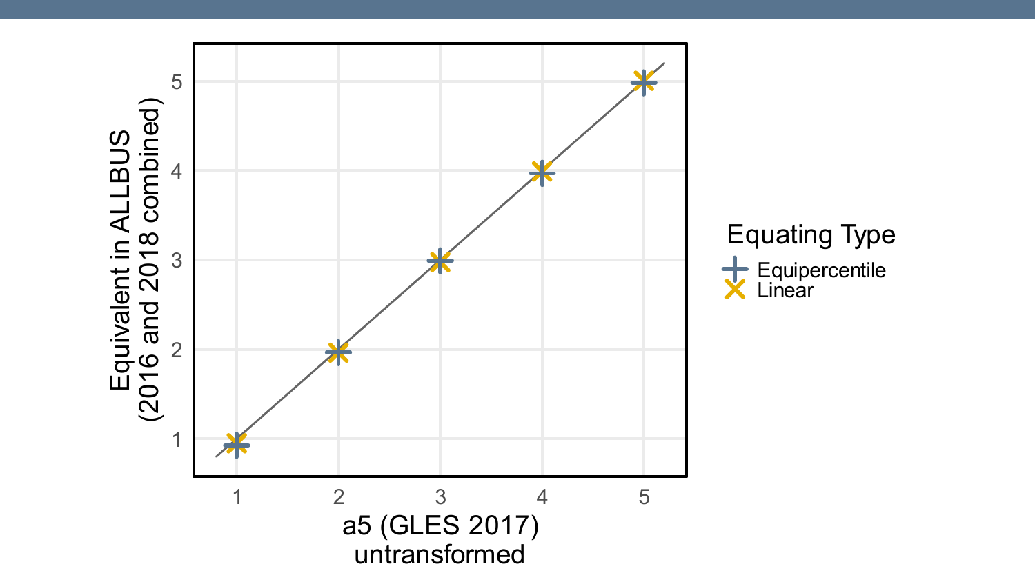Equivalent in ALLBUS (2016 and 2018 combined)

a5 (GLES 2017) untransformed

Equating Type

- Equipercentile
- Linear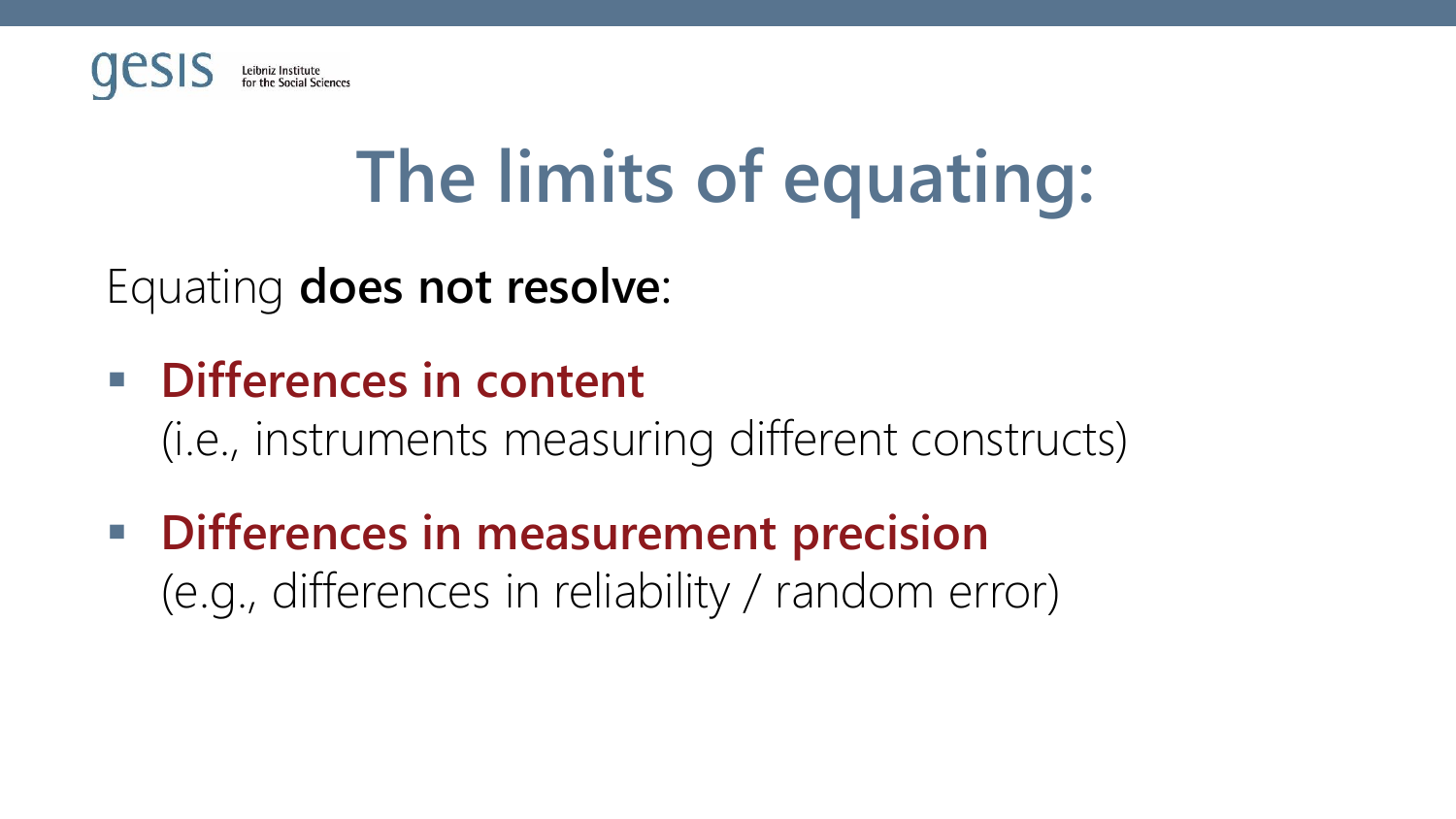# The limits of equating:

Equating **does not resolve**:

- **Differences in content**
  (i.e., instruments measuring different constructs)
- **Differences in measurement precision**
  (e.g., differences in reliability / random error)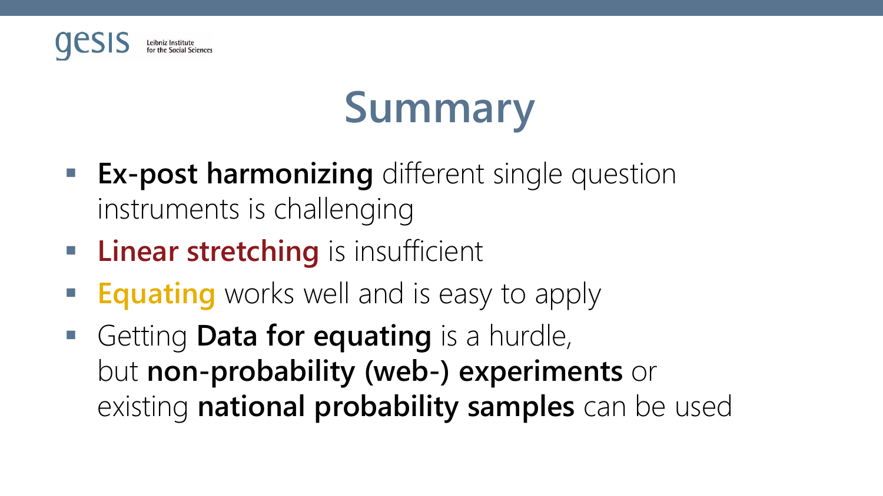# Summary

- **Ex-post harmonizing** different single question instruments is challenging
- **Linear stretching** is insufficient
- **Equating** works well and is easy to apply
- Getting **Data for equating** is a hurdle, but **non-probability (web-) experiments** or existing **national probability samples** can be used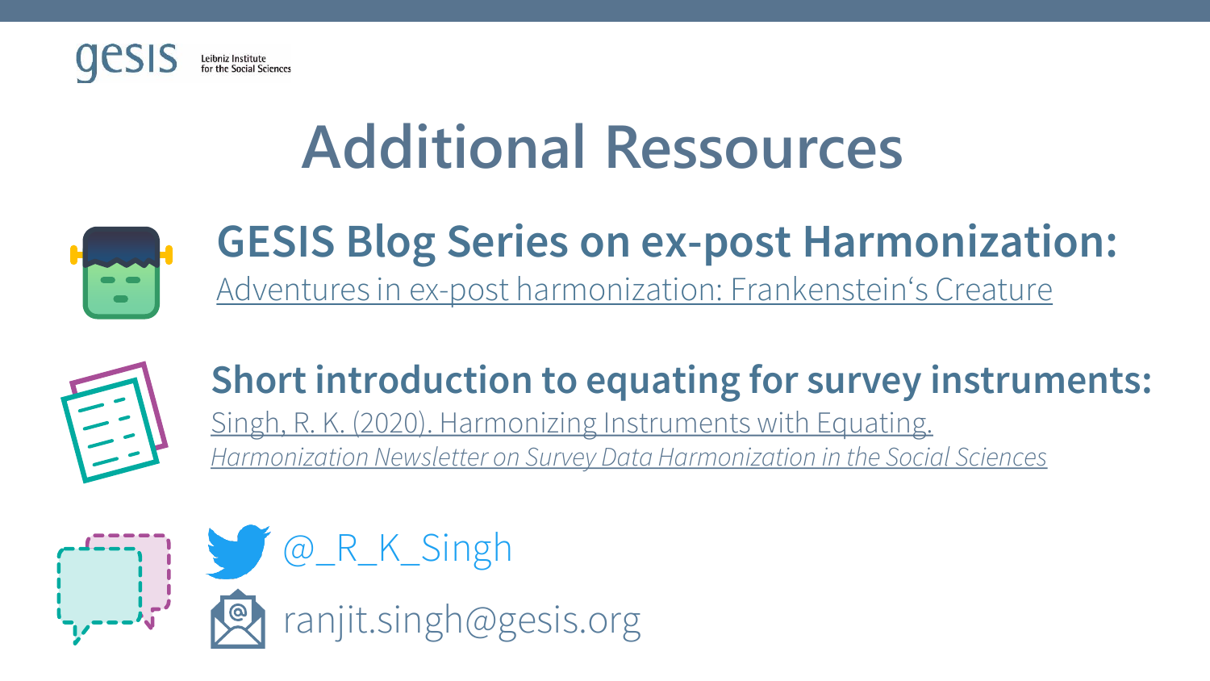# Additional Ressources

## GESIS Blog Series on ex-post Harmonization:

Adventures in ex-post harmonization: Frankenstein‘s Creature

## Short introduction to equating for survey instruments:

Singh, R. K. (2020). Harmonizing Instruments with Equating. *Harmonization Newsletter on Survey Data Harmonization in the Social Sciences*

@_R_K_Singh

ranjit.singh@gesis.org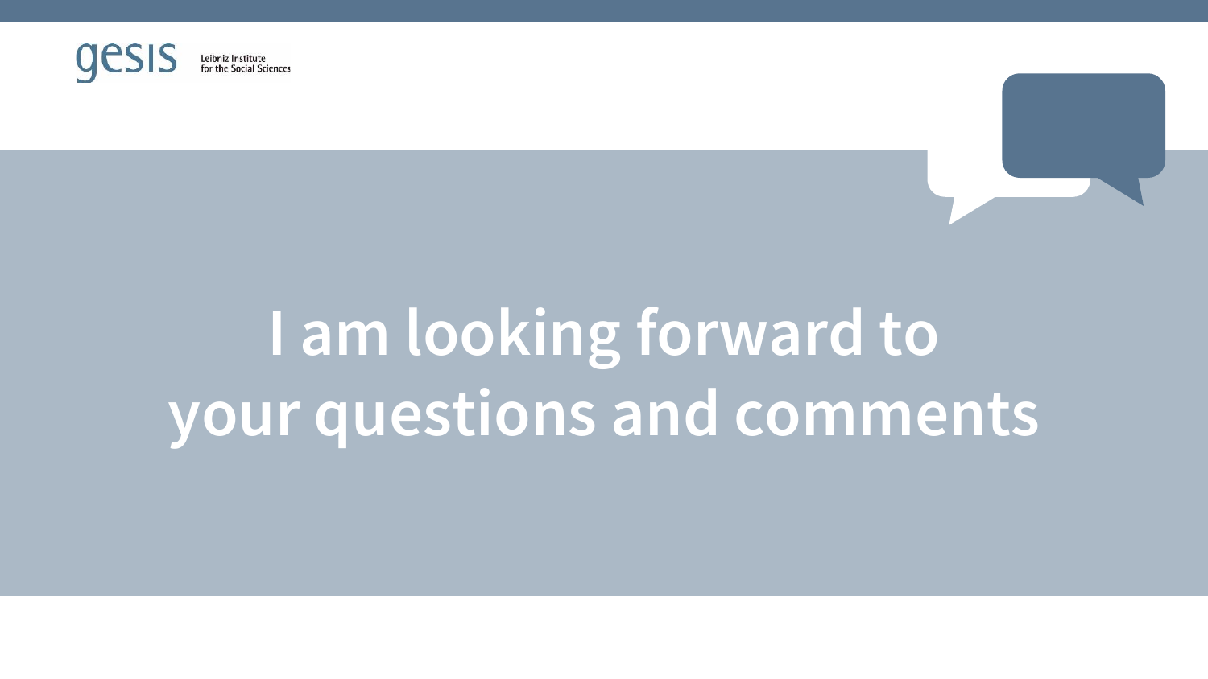# I am looking forward to your questions and comments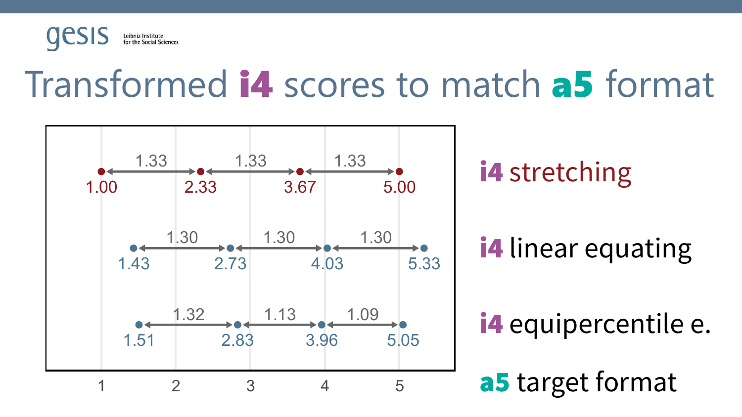# Transformed **i4** scores to match **a5** format

| Method | Point 1 | Gap | Point 2 | Gap | Point 3 | Gap | Point 4 |
|---|---|---|---|---|---|---|---|
| **i4** stretching | 1.00 | 1.33 | 2.33 | 1.33 | 3.67 | 1.33 | 5.00 |
| **i4** linear equating | 1.43 | 1.30 | 2.73 | 1.30 | 4.03 | 1.30 | 5.33 |
| **i4** equipercentile e. | 1.51 | 1.32 | 2.83 | 1.13 | 3.96 | 1.09 | 5.05 |

**a5** target format: 1, 2, 3, 4, 5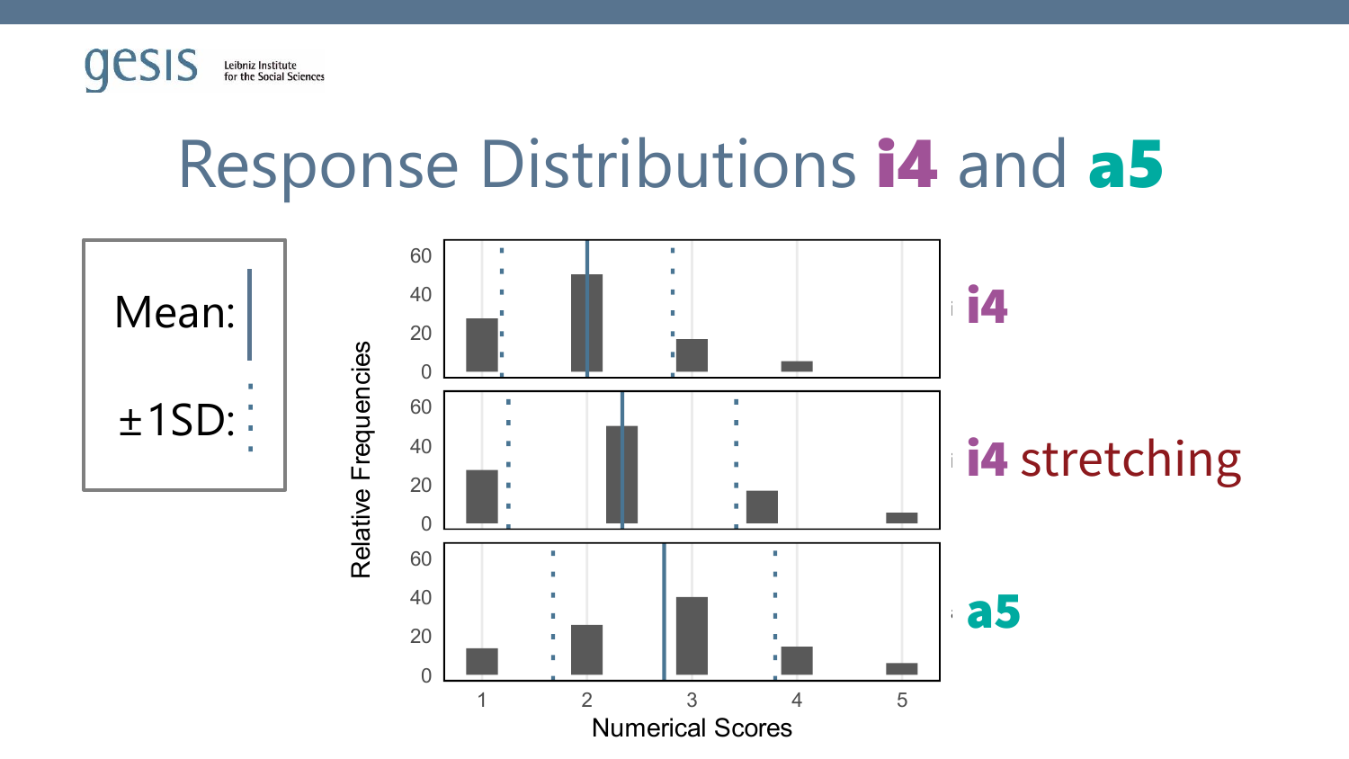# Response Distributions **i4** and **a5**

Mean: |

±1SD: ⋮

**i4**

**i4** stretching

**a5**

Relative Frequencies

Numerical Scores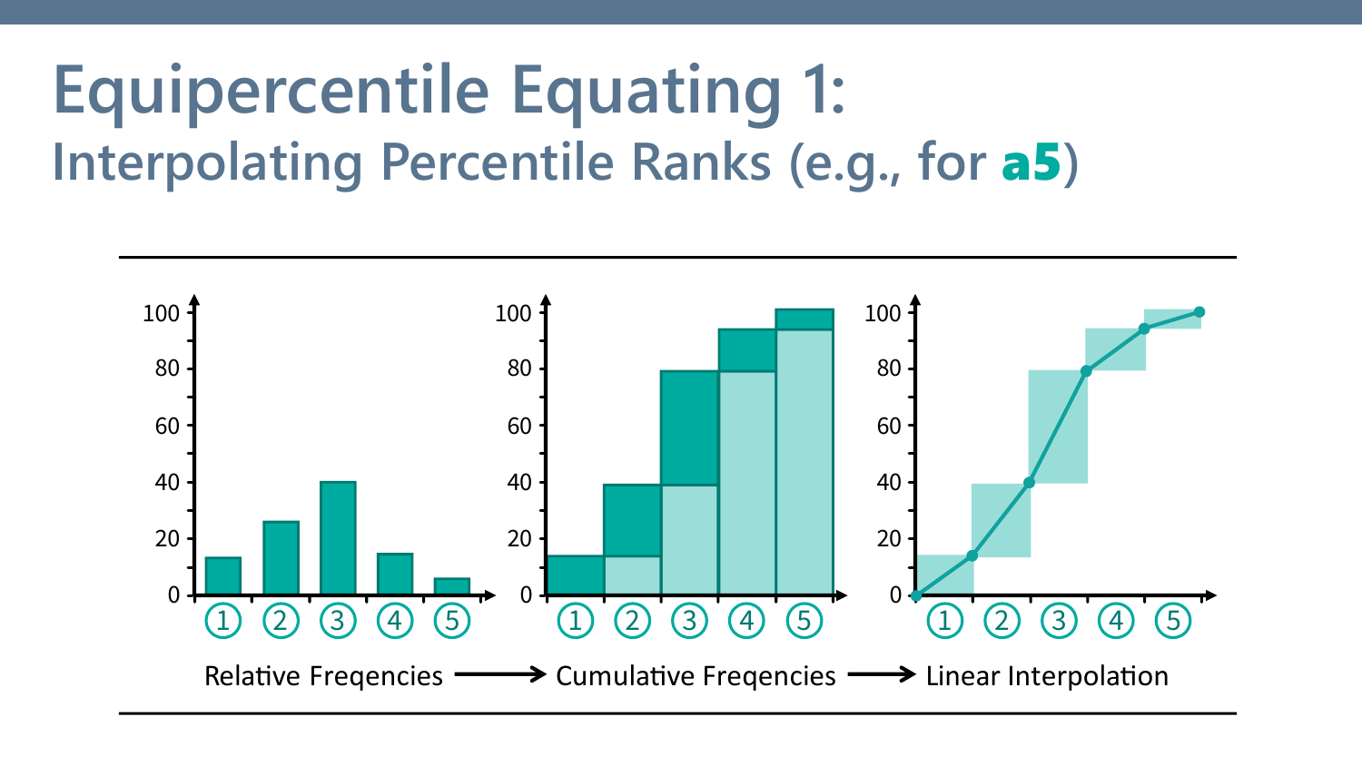# Equipercentile Equating 1:

## Interpolating Percentile Ranks (e.g., for **a5**)

Relative Freqencies → Cumulative Freqencies → Linear Interpolation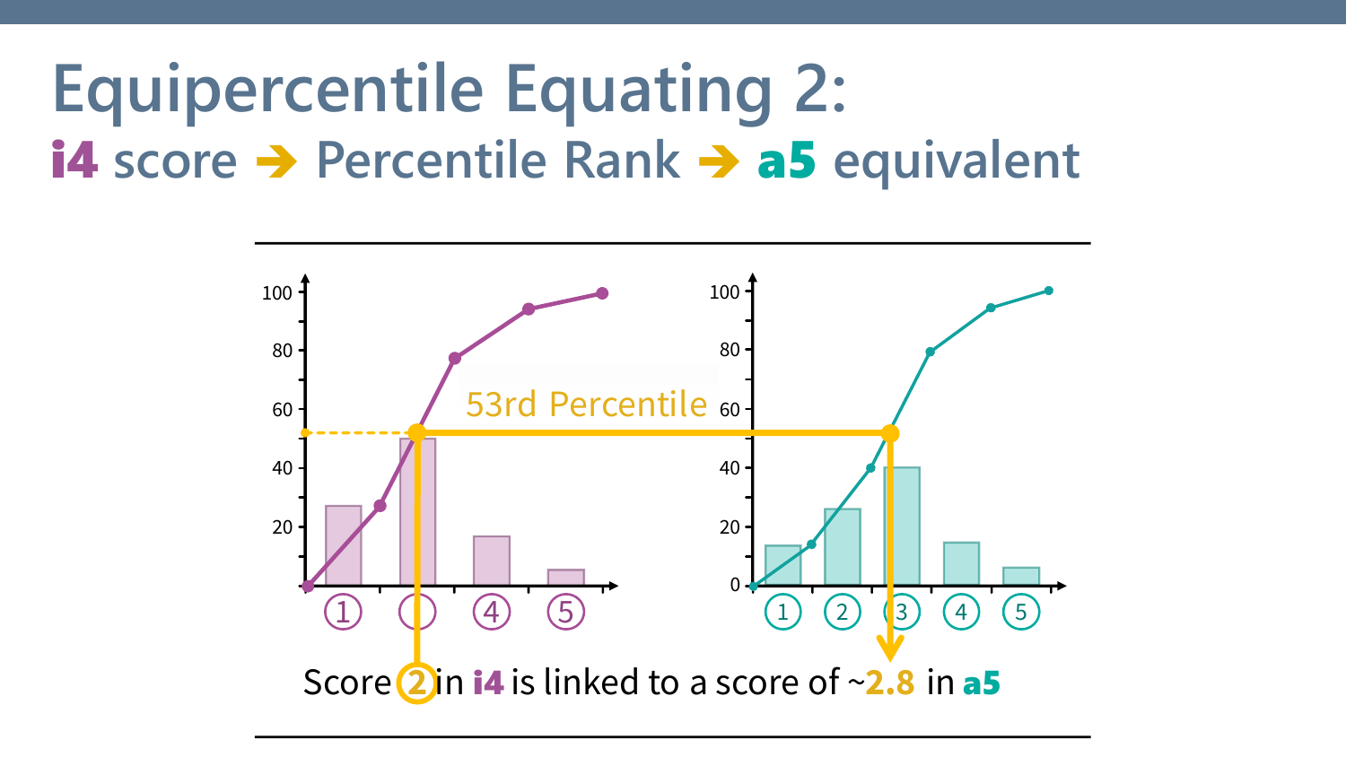# Equipercentile Equating 2:

## i4 score ➔ Percentile Rank ➔ a5 equivalent

53rd Percentile

Score 2 in **i4** is linked to a score of ~**2.8** in **a5**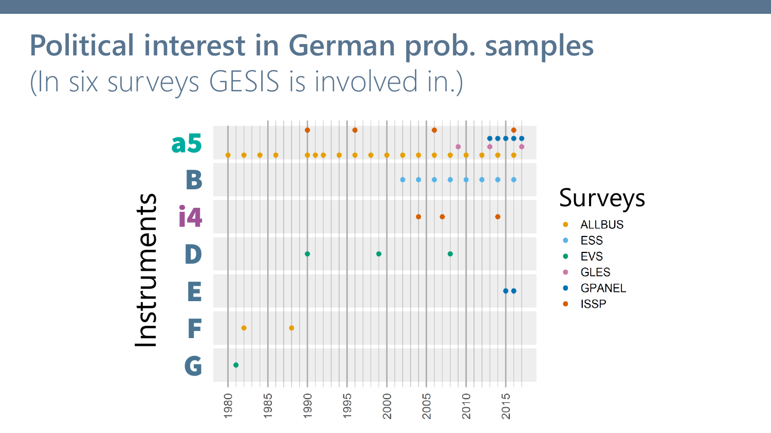# Political interest in German prob. samples

(In six surveys GESIS is involved in.)

Instruments

a5

B

i4

D

E

F

G

1980
1985
1990
1995
2000
2005
2010
2015

Surveys

ALLBUS

ESS

EVS

GLES

GPANEL

ISSP